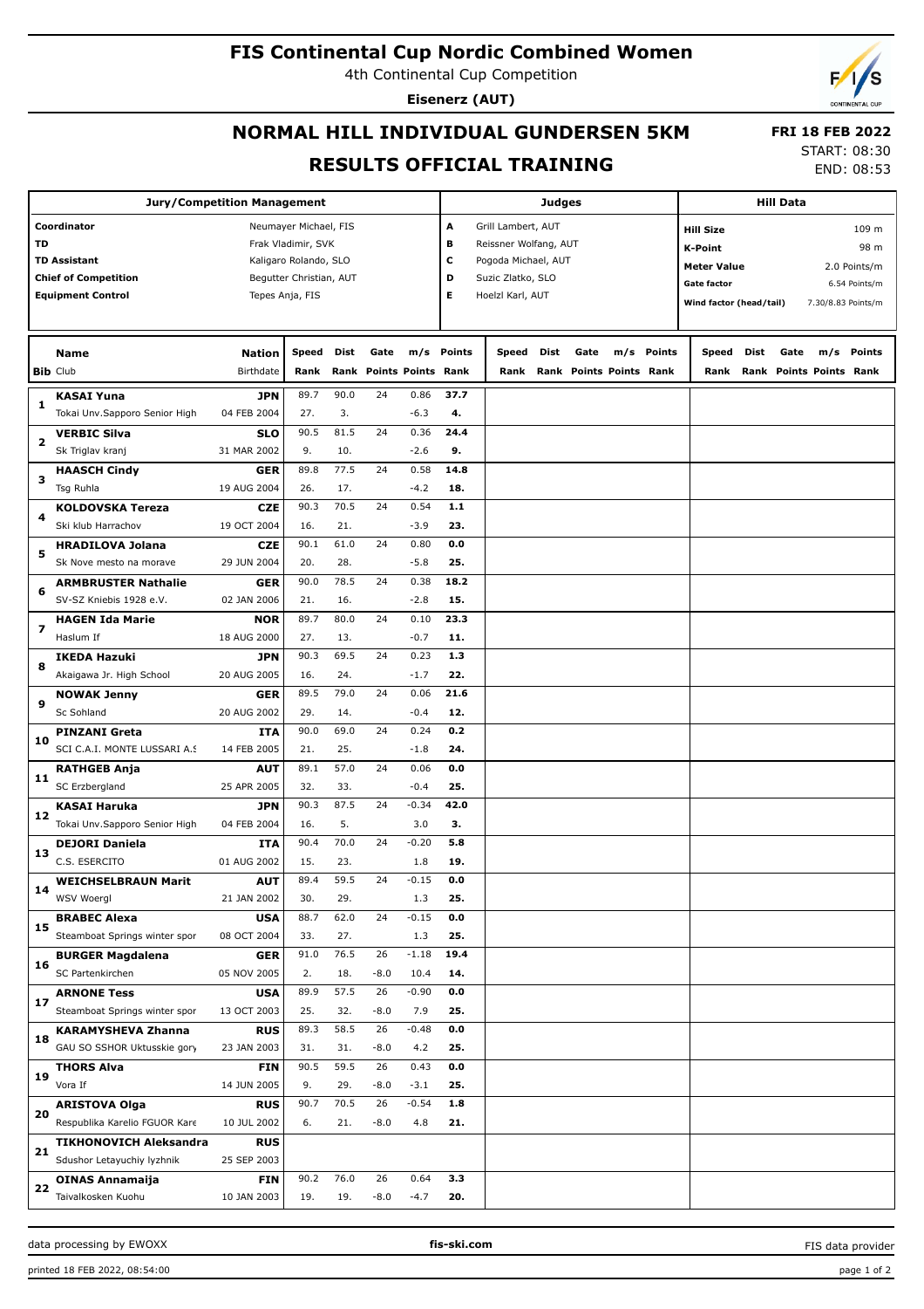# FIS Continental Cup Nordic Combined Women

4th Continental Cup Competition

**Eisenerz (AUT)**

## NORMAL HILL INDIVIDUAL GUNDERSEN 5KM

## RESULTS OFFICIAL TRAINING

**FRI 18 FEB 2022**
START: 08:30
END: 08:53

| Jury/Competition Management | | Judges | | Hill Data | |
|---|---|---|---|---|---|
| Coordinator | Neumayer Michael, FIS | A | Grill Lambert, AUT | Hill Size | 109 m |
| TD | Frak Vladimir, SVK | B | Reissner Wolfang, AUT | K-Point | 98 m |
| TD Assistant | Kaligaro Rolando, SLO | C | Pogoda Michael, AUT | Meter Value | 2.0 Points/m |
| Chief of Competition | Begutter Christian, AUT | D | Suzic Zlatko, SLO | Gate factor | 6.54 Points/m |
| Equipment Control | Tepes Anja, FIS | E | Hoelzl Karl, AUT | Wind factor (head/tail) | 7.30/8.83 Points/m |

| Bib | Name / Club | Nation / Birthdate | Speed / Rank | Dist / Rank | Gate / Points | m/s / Points | Points / Rank |
|---|---|---|---|---|---|---|---|
| 1 | **KASAI Yuna** / Tokai Unv.Sapporo Senior High | **JPN** / 04 FEB 2004 | 89.7 / 27. | 90.0 / 3. | 24 | 0.86 / -6.3 | **37.7** / **4.** |
| 2 | **VERBIC Silva** / Sk Triglav kranj | **SLO** / 31 MAR 2002 | 90.5 / 9. | 81.5 / 10. | 24 | 0.36 / -2.6 | **24.4** / **9.** |
| 3 | **HAASCH Cindy** / Tsg Ruhla | **GER** / 19 AUG 2004 | 89.8 / 26. | 77.5 / 17. | 24 | 0.58 / -4.2 | **14.8** / **18.** |
| 4 | **KOLDOVSKA Tereza** / Ski klub Harrachov | **CZE** / 19 OCT 2004 | 90.3 / 16. | 70.5 / 21. | 24 | 0.54 / -3.9 | **1.1** / **23.** |
| 5 | **HRADILOVA Jolana** / Sk Nove mesto na morave | **CZE** / 29 JUN 2004 | 90.1 / 20. | 61.0 / 28. | 24 | 0.80 / -5.8 | **0.0** / **25.** |
| 6 | **ARMBRUSTER Nathalie** / SV-SZ Kniebis 1928 e.V. | **GER** / 02 JAN 2006 | 90.0 / 21. | 78.5 / 16. | 24 | 0.38 / -2.8 | **18.2** / **15.** |
| 7 | **HAGEN Ida Marie** / Haslum If | **NOR** / 18 AUG 2000 | 89.7 / 27. | 80.0 / 13. | 24 | 0.10 / -0.7 | **23.3** / **11.** |
| 8 | **IKEDA Hazuki** / Akaigawa Jr. High School | **JPN** / 20 AUG 2005 | 90.3 / 16. | 69.5 / 24. | 24 | 0.23 / -1.7 | **1.3** / **22.** |
| 9 | **NOWAK Jenny** / Sc Sohland | **GER** / 20 AUG 2002 | 89.5 / 29. | 79.0 / 14. | 24 | 0.06 / -0.4 | **21.6** / **12.** |
| 10 | **PINZANI Greta** / SCI C.A.I. MONTE LUSSARI A.S | **ITA** / 14 FEB 2005 | 90.0 / 21. | 69.0 / 25. | 24 | 0.24 / -1.8 | **0.2** / **24.** |
| 11 | **RATHGEB Anja** / SC Erzbergland | **AUT** / 25 APR 2005 | 89.1 / 32. | 57.0 / 33. | 24 | 0.06 / -0.4 | **0.0** / **25.** |
| 12 | **KASAI Haruka** / Tokai Unv.Sapporo Senior High | **JPN** / 04 FEB 2004 | 90.3 / 16. | 87.5 / 5. | 24 | -0.34 / 3.0 | **42.0** / **3.** |
| 13 | **DEJORI Daniela** / C.S. ESERCITO | **ITA** / 01 AUG 2002 | 90.4 / 15. | 70.0 / 23. | 24 | -0.20 / 1.8 | **5.8** / **19.** |
| 14 | **WEICHSELBRAUN Marit** / WSV Woergl | **AUT** / 21 JAN 2002 | 89.4 / 30. | 59.5 / 29. | 24 | -0.15 / 1.3 | **0.0** / **25.** |
| 15 | **BRABEC Alexa** / Steamboat Springs winter spor | **USA** / 08 OCT 2004 | 88.7 / 33. | 62.0 / 27. | 24 | -0.15 / 1.3 | **0.0** / **25.** |
| 16 | **BURGER Magdalena** / SC Partenkirchen | **GER** / 05 NOV 2005 | 91.0 / 2. | 76.5 / 18. | 26 / -8.0 | -1.18 / 10.4 | **19.4** / **14.** |
| 17 | **ARNONE Tess** / Steamboat Springs winter spor | **USA** / 13 OCT 2003 | 89.9 / 25. | 57.5 / 32. | 26 / -8.0 | -0.90 / 7.9 | **0.0** / **25.** |
| 18 | **KARAMYSHEVA Zhanna** / GAU SO SSHOR Uktusskie gory | **RUS** / 23 JAN 2003 | 89.3 / 31. | 58.5 / 31. | 26 / -8.0 | -0.48 / 4.2 | **0.0** / **25.** |
| 19 | **THORS Alva** / Vora If | **FIN** / 14 JUN 2005 | 90.5 / 9. | 59.5 / 29. | 26 / -8.0 | 0.43 / -3.1 | **0.0** / **25.** |
| 20 | **ARISTOVA Olga** / Respublika Karelio FGUOR Kare | **RUS** / 10 JUL 2002 | 90.7 / 6. | 70.5 / 21. | 26 / -8.0 | -0.54 / 4.8 | **1.8** / **21.** |
| 21 | **TIKHONOVICH Aleksandra** / Sdushor Letayuchiy lyzhnik | **RUS** / 25 SEP 2003 | | | | | |
| 22 | **OINAS Annamaija** / Taivalkosken Kuohu | **FIN** / 10 JAN 2003 | 90.2 / 19. | 76.0 / 19. | 26 / -8.0 | 0.64 / -4.7 | **3.3** / **20.** |

data processing by EWOXX — fis-ski.com — FIS data provider

printed 18 FEB 2022, 08:54:00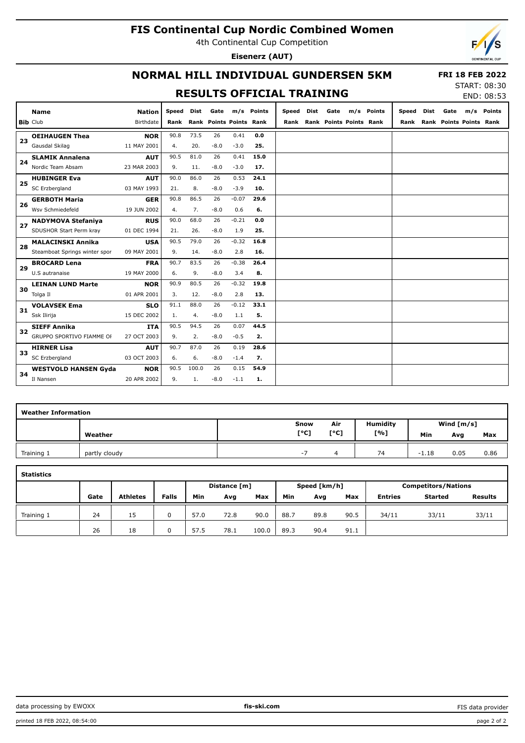# FIS Continental Cup Nordic Combined Women

4th Continental Cup Competition

**Eisenerz (AUT)**

## NORMAL HILL INDIVIDUAL GUNDERSEN 5KM

## RESULTS OFFICIAL TRAINING

**FRI 18 FEB 2022**

START: 08:30

END: 08:53

| Bib | Name / Club | Nation / Birthdate | Speed / Rank | Dist / Rank | Gate / Points | m/s / Points | Points / Rank | Speed / Rank | Dist / Rank | Gate / Points | m/s / Points | Points / Rank | Speed / Rank | Dist / Rank | Gate / Points | m/s / Points | Points / Rank |
|---|---|---|---|---|---|---|---|---|---|---|---|---|---|---|---|---|---|
| 23 | **OEIHAUGEN Thea** | **NOR** | 90.8 | 73.5 | 26 | 0.41 | **0.0** | | | | | | | | | | |
| | Gausdal Skilag | 11 MAY 2001 | 4. | 20. | -8.0 | -3.0 | **25.** | | | | | | | | | | |
| 24 | **SLAMIK Annalena** | **AUT** | 90.5 | 81.0 | 26 | 0.41 | **15.0** | | | | | | | | | | |
| | Nordic Team Absam | 23 MAR 2003 | 9. | 11. | -8.0 | -3.0 | **17.** | | | | | | | | | | |
| 25 | **HUBINGER Eva** | **AUT** | 90.0 | 86.0 | 26 | 0.53 | **24.1** | | | | | | | | | | |
| | SC Erzbergland | 03 MAY 1993 | 21. | 8. | -8.0 | -3.9 | **10.** | | | | | | | | | | |
| 26 | **GERBOTH Maria** | **GER** | 90.8 | 86.5 | 26 | -0.07 | **29.6** | | | | | | | | | | |
| | Wsv Schmiedefeld | 19 JUN 2002 | 4. | 7. | -8.0 | 0.6 | **6.** | | | | | | | | | | |
| 27 | **NADYMOVA Stefaniya** | **RUS** | 90.0 | 68.0 | 26 | -0.21 | **0.0** | | | | | | | | | | |
| | SDUSHOR Start Perm kray | 01 DEC 1994 | 21. | 26. | -8.0 | 1.9 | **25.** | | | | | | | | | | |
| 28 | **MALACINSKI Annika** | **USA** | 90.5 | 79.0 | 26 | -0.32 | **16.8** | | | | | | | | | | |
| | Steamboat Springs winter spor | 09 MAY 2001 | 9. | 14. | -8.0 | 2.8 | **16.** | | | | | | | | | | |
| 29 | **BROCARD Lena** | **FRA** | 90.7 | 83.5 | 26 | -0.38 | **26.4** | | | | | | | | | | |
| | U.S autranaise | 19 MAY 2000 | 6. | 9. | -8.0 | 3.4 | **8.** | | | | | | | | | | |
| 30 | **LEINAN LUND Marte** | **NOR** | 90.9 | 80.5 | 26 | -0.32 | **19.8** | | | | | | | | | | |
| | Tolga Il | 01 APR 2001 | 3. | 12. | -8.0 | 2.8 | **13.** | | | | | | | | | | |
| 31 | **VOLAVSEK Ema** | **SLO** | 91.1 | 88.0 | 26 | -0.12 | **33.1** | | | | | | | | | | |
| | Ssk Ilirija | 15 DEC 2002 | 1. | 4. | -8.0 | 1.1 | **5.** | | | | | | | | | | |
| 32 | **SIEFF Annika** | **ITA** | 90.5 | 94.5 | 26 | 0.07 | **44.5** | | | | | | | | | | |
| | GRUPPO SPORTIVO FIAMME OI | 27 OCT 2003 | 9. | 2. | -8.0 | -0.5 | **2.** | | | | | | | | | | |
| 33 | **HIRNER Lisa** | **AUT** | 90.7 | 87.0 | 26 | 0.19 | **28.6** | | | | | | | | | | |
| | SC Erzbergland | 03 OCT 2003 | 6. | 6. | -8.0 | -1.4 | **7.** | | | | | | | | | | |
| 34 | **WESTVOLD HANSEN Gyda** | **NOR** | 90.5 | 100.0 | 26 | 0.15 | **54.9** | | | | | | | | | | |
| | Il Nansen | 20 APR 2002 | 9. | 1. | -8.0 | -1.1 | **1.** | | | | | | | | | | |

### Weather Information

| | Weather | Snow [°C] | Air [°C] | Humidity [%] | Wind [m/s] Min | Avg | Max |
|---|---|---|---|---|---|---|---|
| Training 1 | partly cloudy | -7 | 4 | 74 | -1.18 | 0.05 | 0.86 |

### Statistics

| | Gate | Athletes | Falls | Distance [m] Min | Avg | Max | Speed [km/h] Min | Avg | Max | Competitors/Nations Entries | Started | Results |
|---|---|---|---|---|---|---|---|---|---|---|---|---|
| Training 1 | 24 | 15 | 0 | 57.0 | 72.8 | 90.0 | 88.7 | 89.8 | 90.5 | 34/11 | 33/11 | 33/11 |
| | 26 | 18 | 0 | 57.5 | 78.1 | 100.0 | 89.3 | 90.4 | 91.1 | | | |

data processing by EWOXX | fis-ski.com | FIS data provider

printed 18 FEB 2022, 08:54:00